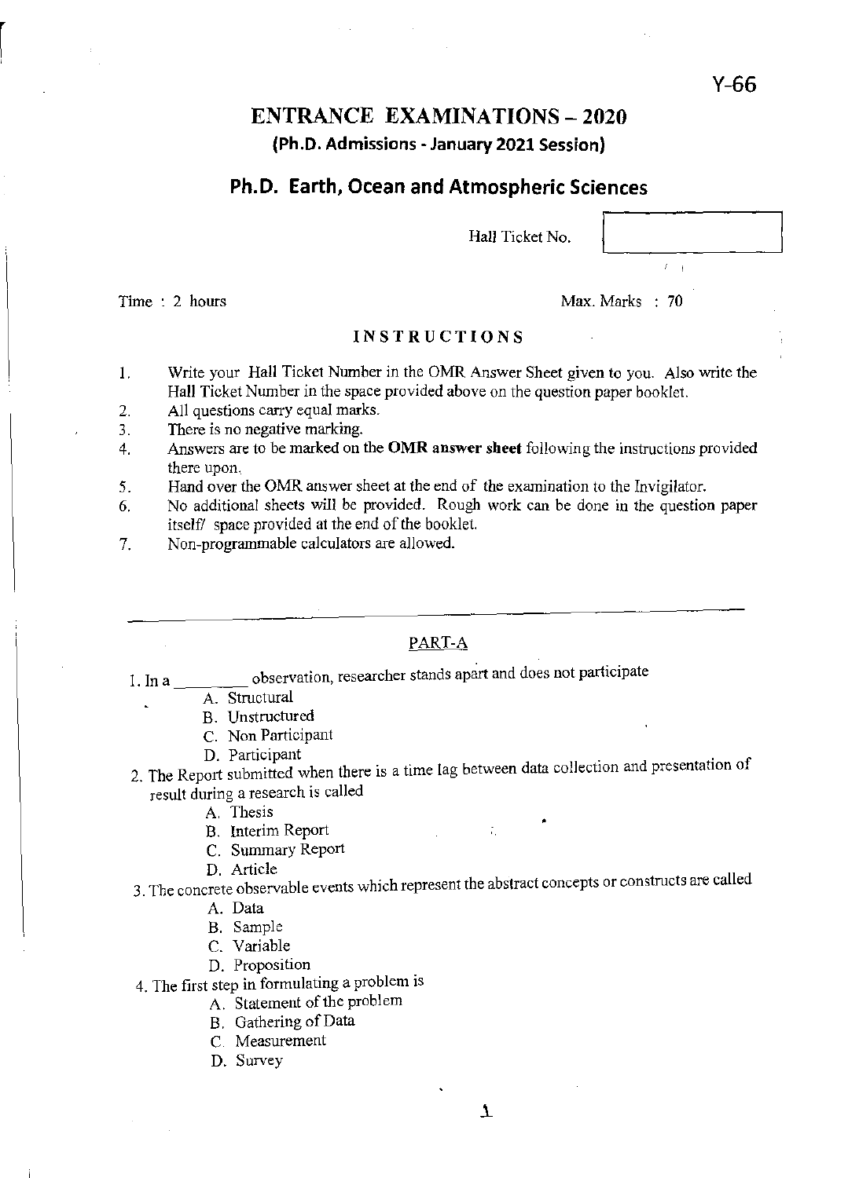Y-66

# ENTRANCE EXAMINATIONS – 2020

### (Ph.D. Admissions - January 2021 Session)

## Ph.D. Earth, Ocean and Atmospheric Sciences

Hall Ticket No.

Time : 2 hours

Max. Marks : 70

### INSTRUCTIONS

1. Write your Hall Ticket Number in the OMR Answer Sheet given to you. Also write the Hall Ticket Number in the space provided above on the question paper booklet.
2. All questions carry equal marks.
3. There is no negative marking.
4. Answers are to be marked on the **OMR answer sheet** following the instructions provided there upon.
5. Hand over the OMR answer sheet at the end of the examination to the Invigilator.
6. No additional sheets will be provided. Rough work can be done in the question paper itself/ space provided at the end of the booklet.
7. Non-programmable calculators are allowed.

---

## PART-A

1. In a ________ observation, researcher stands apart and does not participate
   - A. Structural
   - B. Unstructured
   - C. Non Participant
   - D. Participant

2. The Report submitted when there is a time lag between data collection and presentation of result during a research is called
   - A. Thesis
   - B. Interim Report
   - C. Summary Report
   - D. Article

3. The concrete observable events which represent the abstract concepts or constructs are called
   - A. Data
   - B. Sample
   - C. Variable
   - D. Proposition

4. The first step in formulating a problem is
   - A. Statement of the problem
   - B. Gathering of Data
   - C. Measurement
   - D. Survey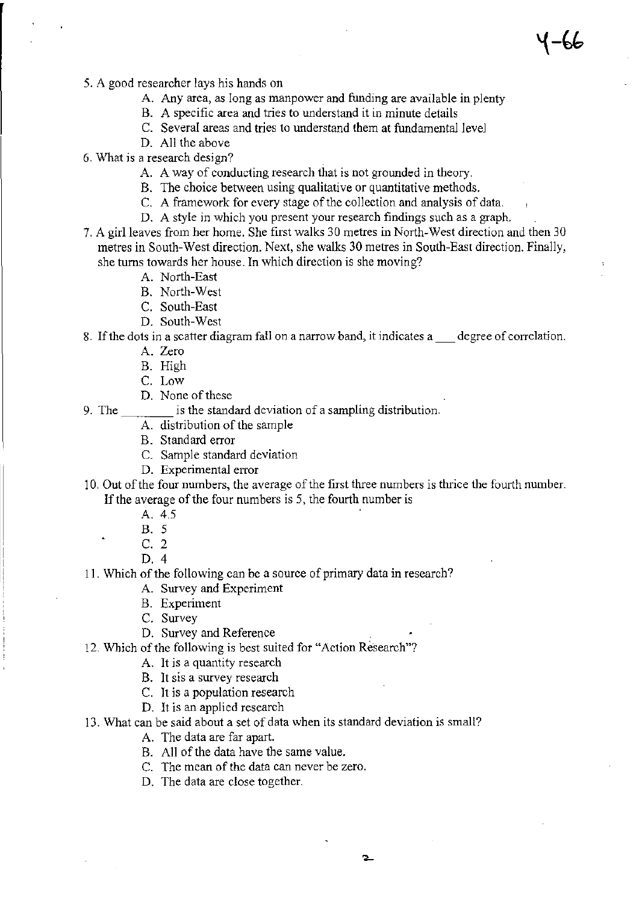Y-66

5. A good researcher lays his hands on
   - A. Any area, as long as manpower and funding are available in plenty
   - B. A specific area and tries to understand it in minute details
   - C. Several areas and tries to understand them at fundamental level
   - D. All the above
6. What is a research design?
   - A. A way of conducting research that is not grounded in theory.
   - B. The choice between using qualitative or quantitative methods.
   - C. A framework for every stage of the collection and analysis of data.
   - D. A style in which you present your research findings such as a graph.
7. A girl leaves from her home. She first walks 30 metres in North-West direction and then 30 metres in South-West direction. Next, she walks 30 metres in South-East direction. Finally, she turns towards her house. In which direction is she moving?
   - A. North-East
   - B. North-West
   - C. South-East
   - D. South-West
8. If the dots in a scatter diagram fall on a narrow band, it indicates a ___ degree of correlation.
   - A. Zero
   - B. High
   - C. Low
   - D. None of these
9. The ________ is the standard deviation of a sampling distribution.
   - A. distribution of the sample
   - B. Standard error
   - C. Sample standard deviation
   - D. Experimental error
10. Out of the four numbers, the average of the first three numbers is thrice the fourth number. If the average of the four numbers is 5, the fourth number is
    - A. 4.5
    - B. 5
    - C. 2
    - D. 4
11. Which of the following can be a source of primary data in research?
    - A. Survey and Experiment
    - B. Experiment
    - C. Survey
    - D. Survey and Reference
12. Which of the following is best suited for "Action Research"?
    - A. It is a quantity research
    - B. It sis a survey research
    - C. It is a population research
    - D. It is an applied research
13. What can be said about a set of data when its standard deviation is small?
    - A. The data are far apart.
    - B. All of the data have the same value.
    - C. The mean of the data can never be zero.
    - D. The data are close together.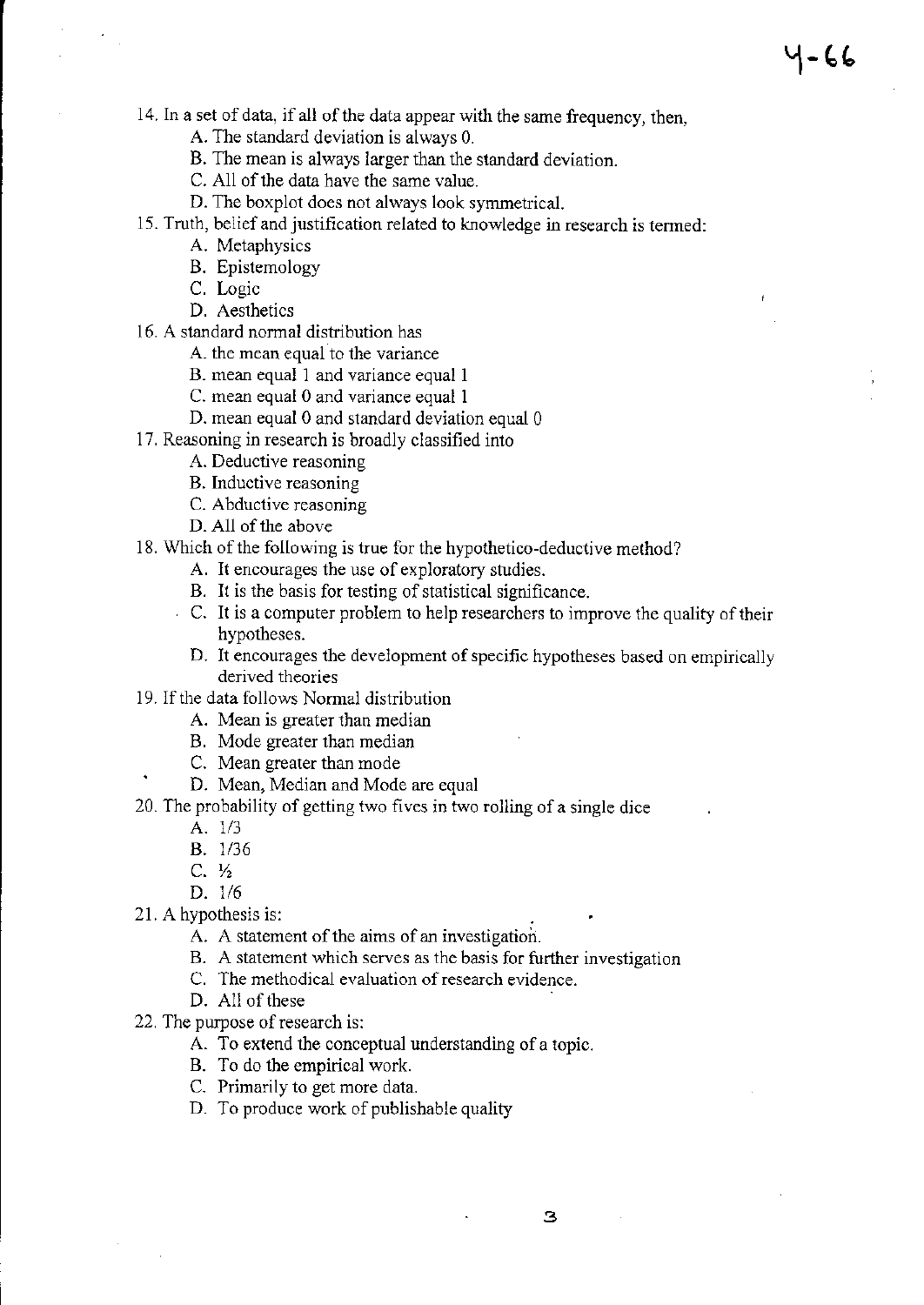14. In a set of data, if all of the data appear with the same frequency, then,
    - A. The standard deviation is always 0.
    - B. The mean is always larger than the standard deviation.
    - C. All of the data have the same value.
    - D. The boxplot does not always look symmetrical.
15. Truth, belief and justification related to knowledge in research is termed:
    - A. Metaphysics
    - B. Epistemology
    - C. Logic
    - D. Aesthetics
16. A standard normal distribution has
    - A. the mean equal to the variance
    - B. mean equal 1 and variance equal 1
    - C. mean equal 0 and variance equal 1
    - D. mean equal 0 and standard deviation equal 0
17. Reasoning in research is broadly classified into
    - A. Deductive reasoning
    - B. Inductive reasoning
    - C. Abductive reasoning
    - D. All of the above
18. Which of the following is true for the hypothetico-deductive method?
    - A. It encourages the use of exploratory studies.
    - B. It is the basis for testing of statistical significance.
    - C. It is a computer problem to help researchers to improve the quality of their hypotheses.
    - D. It encourages the development of specific hypotheses based on empirically derived theories
19. If the data follows Normal distribution
    - A. Mean is greater than median
    - B. Mode greater than median
    - C. Mean greater than mode
    - D. Mean, Median and Mode are equal
20. The probability of getting two fives in two rolling of a single dice
    - A. 1/3
    - B. 1/36
    - C. ½
    - D. 1/6
21. A hypothesis is:
    - A. A statement of the aims of an investigation.
    - B. A statement which serves as the basis for further investigation
    - C. The methodical evaluation of research evidence.
    - D. All of these
22. The purpose of research is:
    - A. To extend the conceptual understanding of a topic.
    - B. To do the empirical work.
    - C. Primarily to get more data.
    - D. To produce work of publishable quality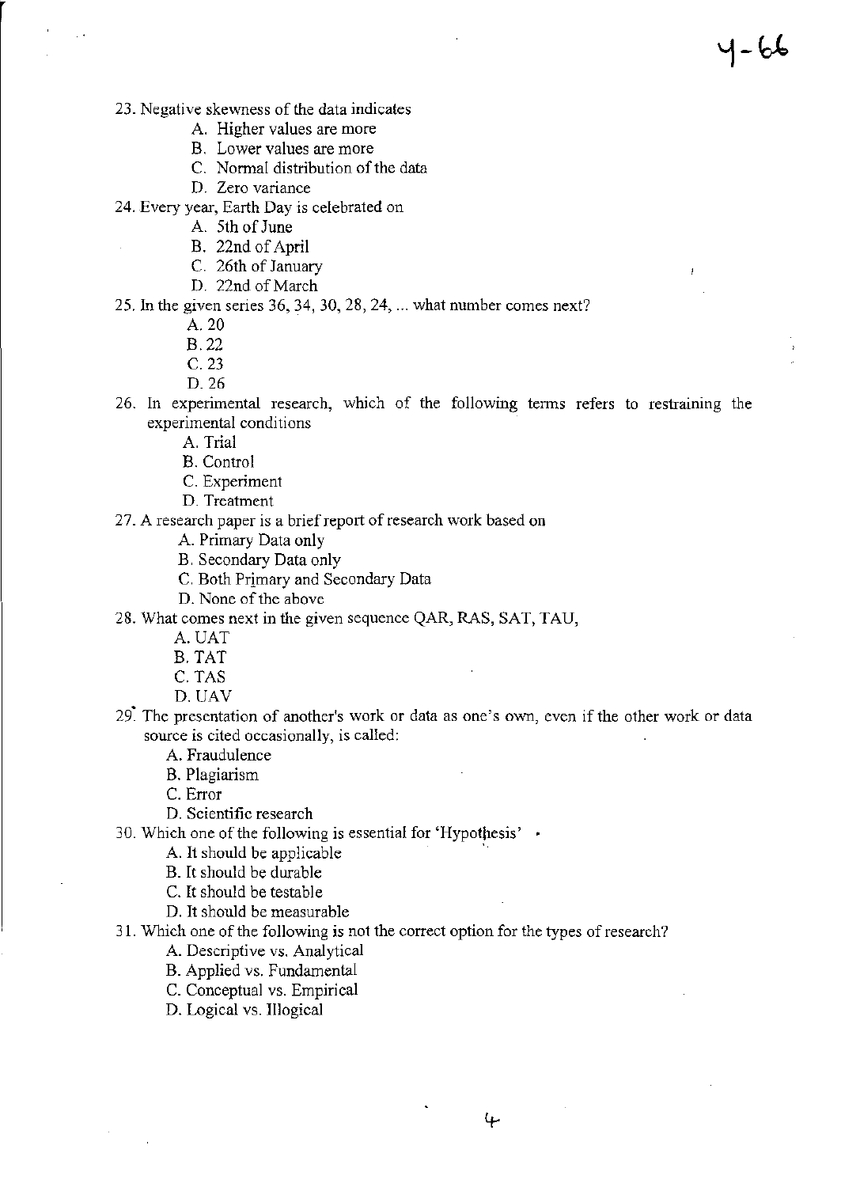23. Negative skewness of the data indicates
    - A. Higher values are more
    - B. Lower values are more
    - C. Normal distribution of the data
    - D. Zero variance
24. Every year, Earth Day is celebrated on
    - A. 5th of June
    - B. 22nd of April
    - C. 26th of January
    - D. 22nd of March
25. In the given series 36, 34, 30, 28, 24, ... what number comes next?
    - A. 20
    - B. 22
    - C. 23
    - D. 26
26. In experimental research, which of the following terms refers to restraining the experimental conditions
    - A. Trial
    - B. Control
    - C. Experiment
    - D. Treatment
27. A research paper is a brief report of research work based on
    - A. Primary Data only
    - B. Secondary Data only
    - C. Both Primary and Secondary Data
    - D. None of the above
28. What comes next in the given sequence QAR, RAS, SAT, TAU,
    - A. UAT
    - B. TAT
    - C. TAS
    - D. UAV
29. The presentation of another's work or data as one's own, even if the other work or data source is cited occasionally, is called:
    - A. Fraudulence
    - B. Plagiarism
    - C. Error
    - D. Scientific research
30. Which one of the following is essential for 'Hypothesis'
    - A. It should be applicable
    - B. It should be durable
    - C. It should be testable
    - D. It should be measurable
31. Which one of the following is not the correct option for the types of research?
    - A. Descriptive vs. Analytical
    - B. Applied vs. Fundamental
    - C. Conceptual vs. Empirical
    - D. Logical vs. Illogical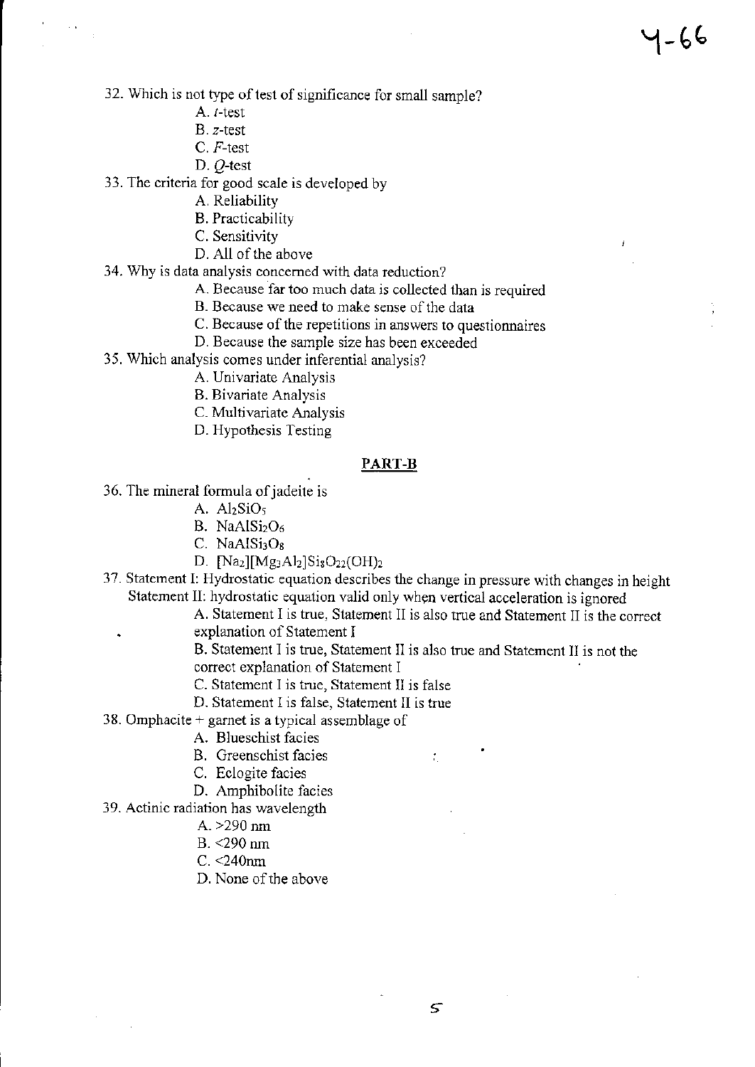32. Which is not type of test of significance for small sample?

    A. $t$-test

    B. $z$-test

    C. $F$-test

    D. $Q$-test

33. The criteria for good scale is developed by

    A. Reliability

    B. Practicability

    C. Sensitivity

    D. All of the above

34. Why is data analysis concerned with data reduction?

    A. Because far too much data is collected than is required

    B. Because we need to make sense of the data

    C. Because of the repetitions in answers to questionnaires

    D. Because the sample size has been exceeded

35. Which analysis comes under inferential analysis?

    A. Univariate Analysis

    B. Bivariate Analysis

    C. Multivariate Analysis

    D. Hypothesis Testing

## PART-B

36. The mineral formula of jadeite is

    A. $Al_2SiO_5$

    B. $NaAlSi_2O_6$

    C. $NaAlSi_3O_8$

    D. $[Na_2][Mg_3Al_2]Si_8O_{22}(OH)_2$

37. Statement I: Hydrostatic equation describes the change in pressure with changes in height
    Statement II: hydrostatic equation valid only when vertical acceleration is ignored

    A. Statement I is true, Statement II is also true and Statement II is the correct explanation of Statement I

    B. Statement I is true, Statement II is also true and Statement II is not the correct explanation of Statement I

    C. Statement I is true, Statement II is false

    D. Statement I is false, Statement II is true

38. Omphacite + garnet is a typical assemblage of

    A. Blueschist facies

    B. Greenschist facies

    C. Eclogite facies

    D. Amphibolite facies

39. Actinic radiation has wavelength

    A. >290 nm

    B. <290 nm

    C. <240nm

    D. None of the above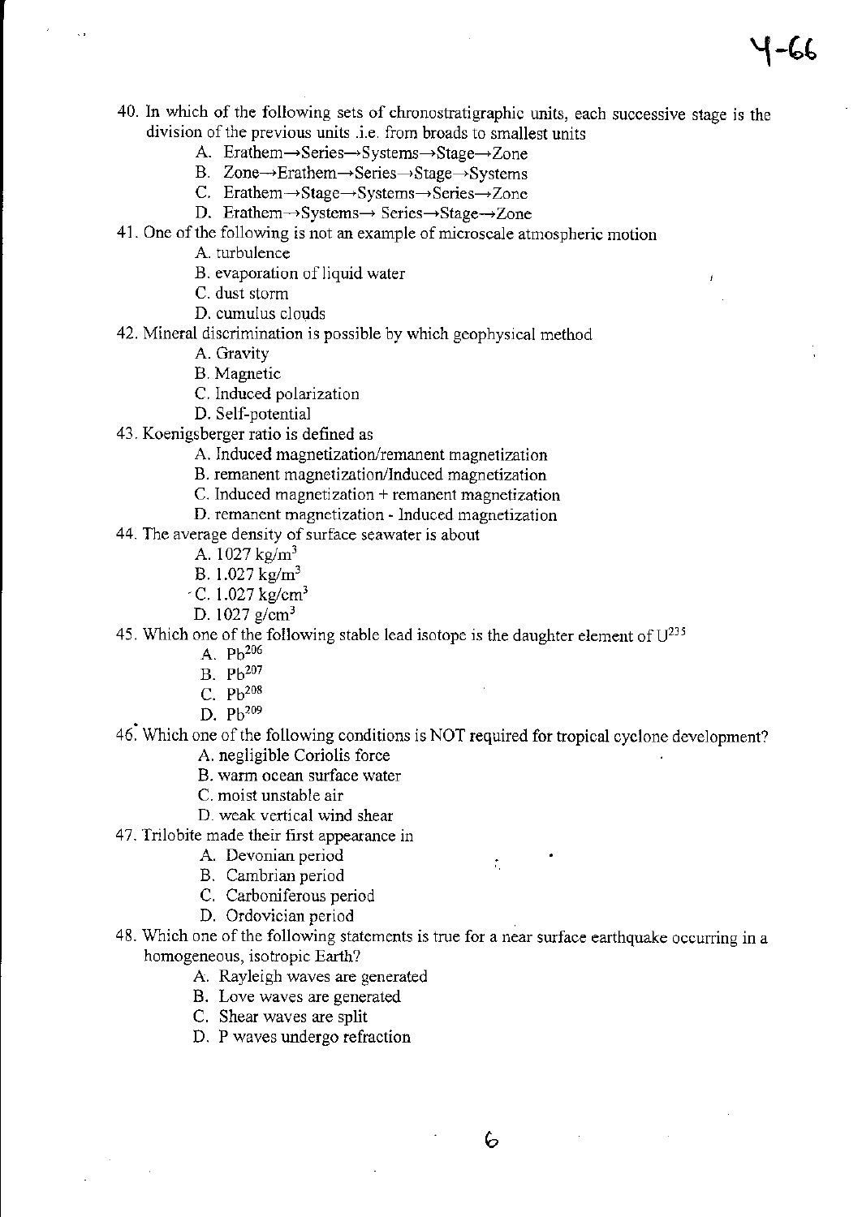40. In which of the following sets of chronostratigraphic units, each successive stage is the division of the previous units .i.e. from broads to smallest units
    - A. Erathem→Series→Systems→Stage→Zone
    - B. Zone→Erathem→Series→Stage→Systems
    - C. Erathem→Stage→Systems→Series→Zone
    - D. Erathem→Systems→ Series→Stage→Zone

41. One of the following is not an example of microscale atmospheric motion
    - A. turbulence
    - B. evaporation of liquid water
    - C. dust storm
    - D. cumulus clouds

42. Mineral discrimination is possible by which geophysical method
    - A. Gravity
    - B. Magnetic
    - C. Induced polarization
    - D. Self-potential

43. Koenigsberger ratio is defined as
    - A. Induced magnetization/remanent magnetization
    - B. remanent magnetization/Induced magnetization
    - C. Induced magnetization + remanent magnetization
    - D. remanent magnetization - Induced magnetization

44. The average density of surface seawater is about
    - A. 1027 $kg/m^3$
    - B. 1.027 $kg/m^3$
    - C. 1.027 $kg/cm^3$
    - D. 1027 $g/cm^3$

45. Which one of the following stable lead isotope is the daughter element of $U^{235}$
    - A. $Pb^{206}$
    - B. $Pb^{207}$
    - C. $Pb^{208}$
    - D. $Pb^{209}$

46. Which one of the following conditions is NOT required for tropical cyclone development?
    - A. negligible Coriolis force
    - B. warm ocean surface water
    - C. moist unstable air
    - D. weak vertical wind shear

47. Trilobite made their first appearance in
    - A. Devonian period
    - B. Cambrian period
    - C. Carboniferous period
    - D. Ordovician period

48. Which one of the following statements is true for a near surface earthquake occurring in a homogeneous, isotropic Earth?
    - A. Rayleigh waves are generated
    - B. Love waves are generated
    - C. Shear waves are split
    - D. P waves undergo refraction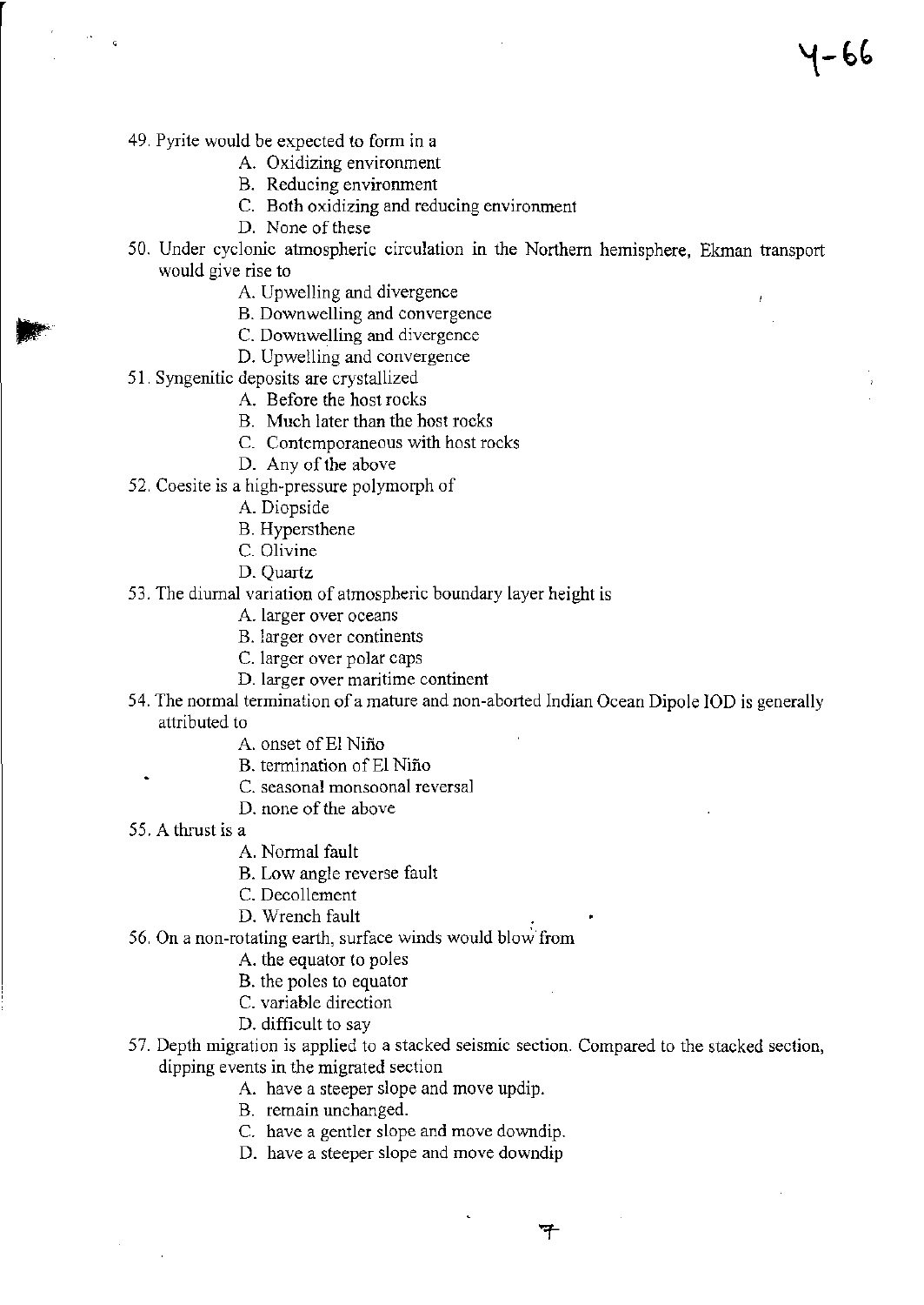49. Pyrite would be expected to form in a
    - A. Oxidizing environment
    - B. Reducing environment
    - C. Both oxidizing and reducing environment
    - D. None of these
50. Under cyclonic atmospheric circulation in the Northern hemisphere, Ekman transport would give rise to
    - A. Upwelling and divergence
    - B. Downwelling and convergence
    - C. Downwelling and divergence
    - D. Upwelling and convergence
51. Syngenitic deposits are crystallized
    - A. Before the host rocks
    - B. Much later than the host rocks
    - C. Contemporaneous with host rocks
    - D. Any of the above
52. Coesite is a high-pressure polymorph of
    - A. Diopside
    - B. Hypersthene
    - C. Olivine
    - D. Quartz
53. The diurnal variation of atmospheric boundary layer height is
    - A. larger over oceans
    - B. larger over continents
    - C. larger over polar caps
    - D. larger over maritime continent
54. The normal termination of a mature and non-aborted Indian Ocean Dipole IOD is generally attributed to
    - A. onset of El Niño
    - B. termination of El Niño
    - C. seasonal monsoonal reversal
    - D. none of the above
55. A thrust is a
    - A. Normal fault
    - B. Low angle reverse fault
    - C. Decollement
    - D. Wrench fault
56. On a non-rotating earth, surface winds would blow from
    - A. the equator to poles
    - B. the poles to equator
    - C. variable direction
    - D. difficult to say
57. Depth migration is applied to a stacked seismic section. Compared to the stacked section, dipping events in the migrated section
    - A. have a steeper slope and move updip.
    - B. remain unchanged.
    - C. have a gentler slope and move downdip.
    - D. have a steeper slope and move downdip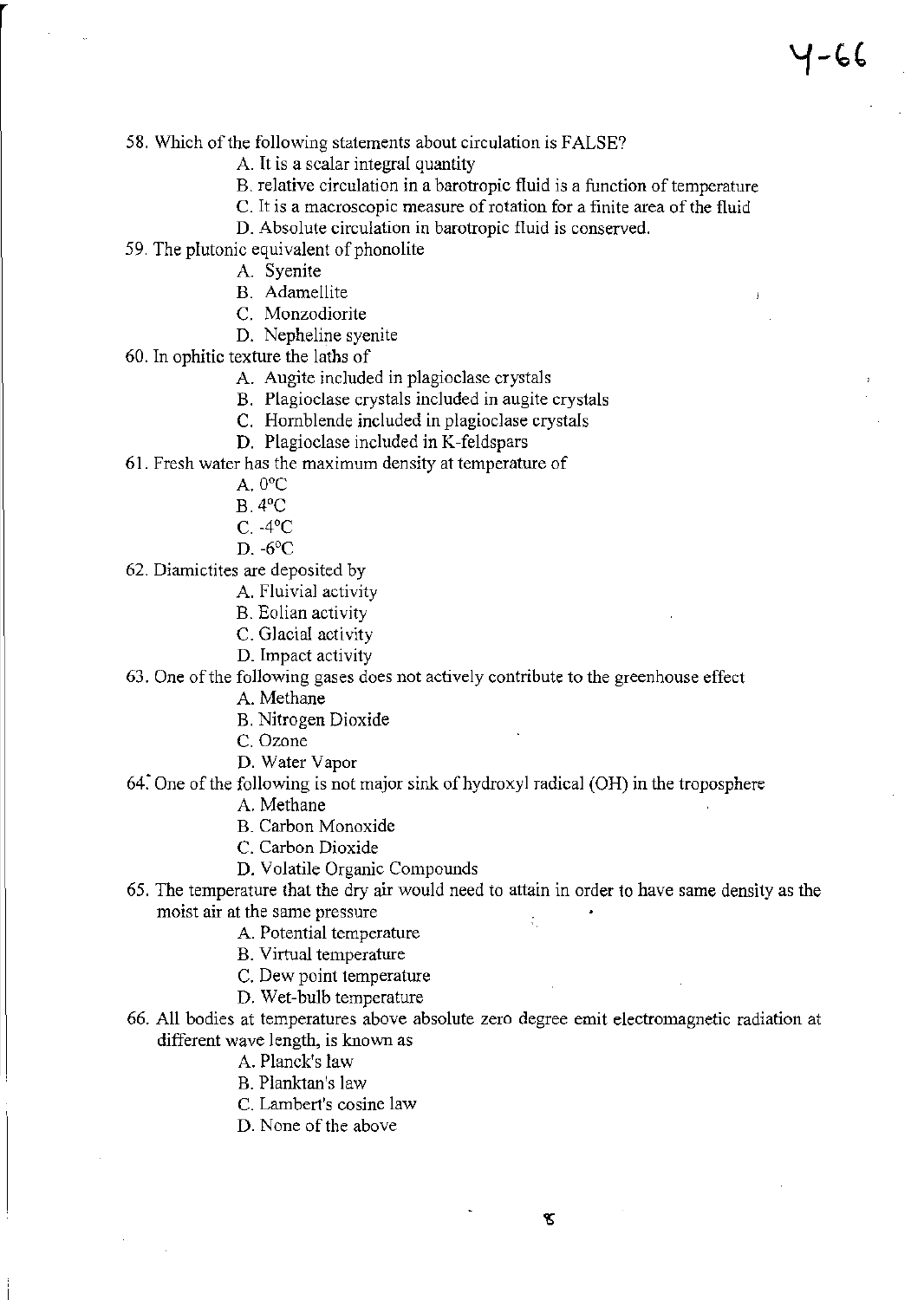58. Which of the following statements about circulation is FALSE?
    - A. It is a scalar integral quantity
    - B. relative circulation in a barotropic fluid is a function of temperature
    - C. It is a macroscopic measure of rotation for a finite area of the fluid
    - D. Absolute circulation in barotropic fluid is conserved.

59. The plutonic equivalent of phonolite
    - A. Syenite
    - B. Adamellite
    - C. Monzodiorite
    - D. Nepheline syenite

60. In ophitic texture the laths of
    - A. Augite included in plagioclase crystals
    - B. Plagioclase crystals included in augite crystals
    - C. Hornblende included in plagioclase crystals
    - D. Plagioclase included in K-feldspars

61. Fresh water has the maximum density at temperature of
    - A. 0°C
    - B. 4°C
    - C. -4°C
    - D. -6°C

62. Diamictites are deposited by
    - A. Fluivial activity
    - B. Eolian activity
    - C. Glacial activity
    - D. Impact activity

63. One of the following gases does not actively contribute to the greenhouse effect
    - A. Methane
    - B. Nitrogen Dioxide
    - C. Ozone
    - D. Water Vapor

64. One of the following is not major sink of hydroxyl radical (OH) in the troposphere
    - A. Methane
    - B. Carbon Monoxide
    - C. Carbon Dioxide
    - D. Volatile Organic Compounds

65. The temperature that the dry air would need to attain in order to have same density as the moist air at the same pressure
    - A. Potential temperature
    - B. Virtual temperature
    - C. Dew point temperature
    - D. Wet-bulb temperature

66. All bodies at temperatures above absolute zero degree emit electromagnetic radiation at different wave length, is known as
    - A. Planck's law
    - B. Planktan's law
    - C. Lambert's cosine law
    - D. None of the above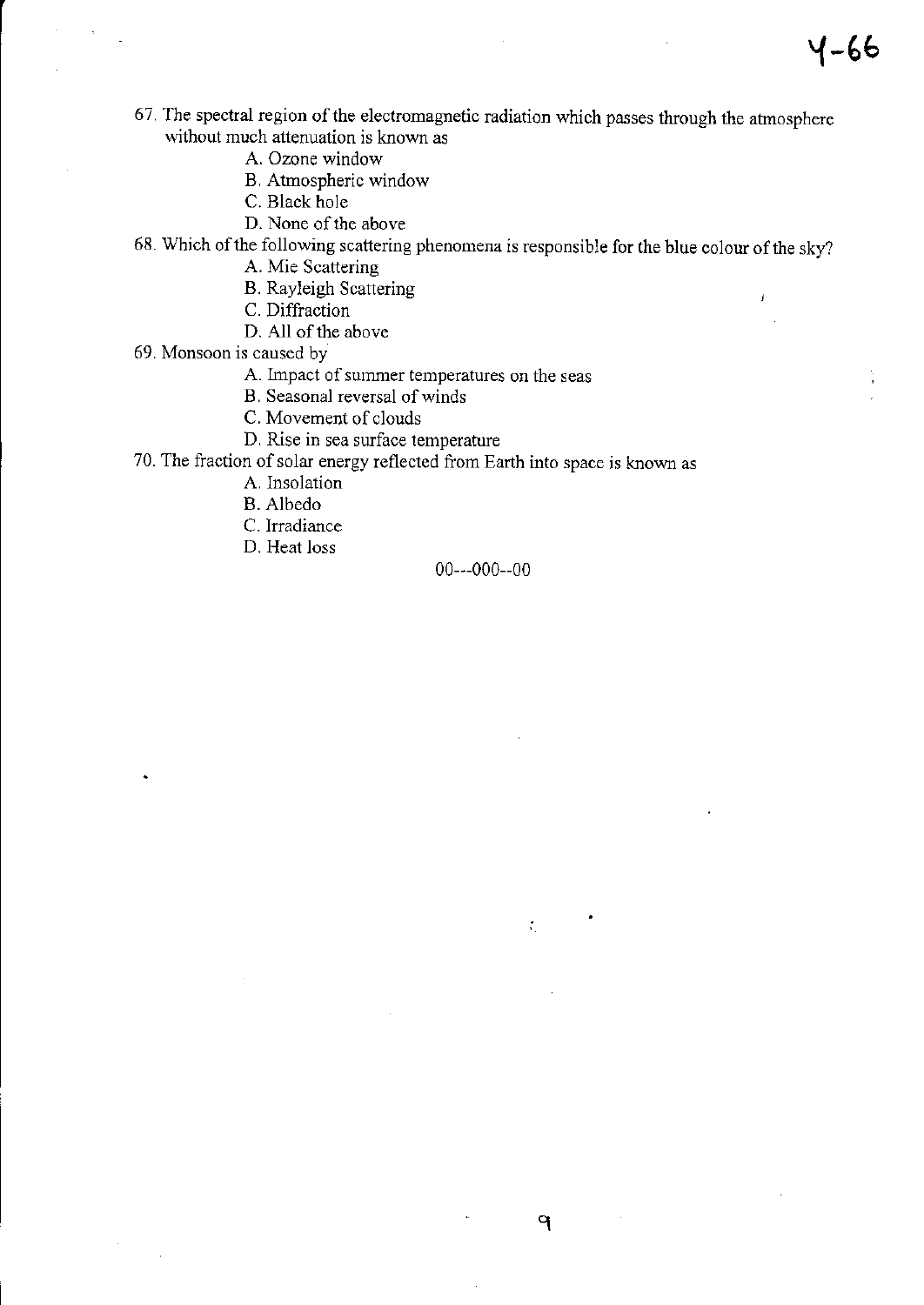67. The spectral region of the electromagnetic radiation which passes through the atmosphere without much attenuation is known as
    - A. Ozone window
    - B. Atmospheric window
    - C. Black hole
    - D. None of the above
68. Which of the following scattering phenomena is responsible for the blue colour of the sky?
    - A. Mie Scattering
    - B. Rayleigh Scattering
    - C. Diffraction
    - D. All of the above
69. Monsoon is caused by
    - A. Impact of summer temperatures on the seas
    - B. Seasonal reversal of winds
    - C. Movement of clouds
    - D. Rise in sea surface temperature
70. The fraction of solar energy reflected from Earth into space is known as
    - A. Insolation
    - B. Albedo
    - C. Irradiance
    - D. Heat loss

00---000--00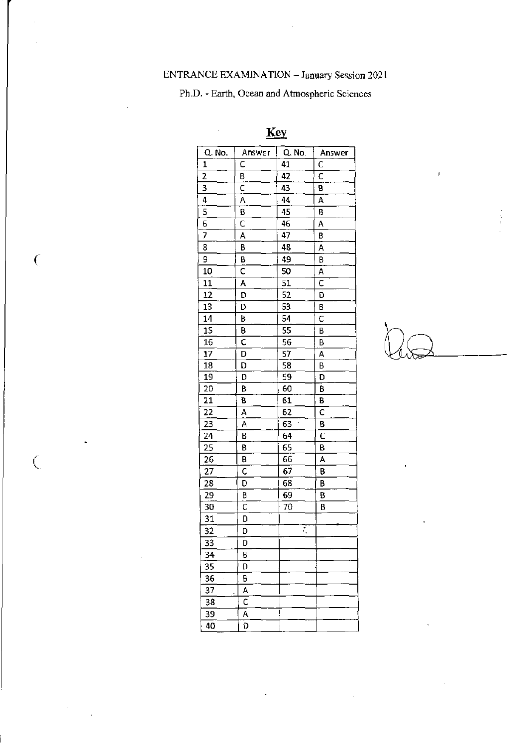ENTRANCE EXAMINATION – January Session 2021

Ph.D. - Earth, Ocean and Atmospheric Sciences

## Key

| Q. No. | Answer | Q. No. | Answer |
|---|---|---|---|
| 1 | C | 41 | C |
| 2 | B | 42 | C |
| 3 | C | 43 | B |
| 4 | A | 44 | A |
| 5 | B | 45 | B |
| 6 | C | 46 | A |
| 7 | A | 47 | B |
| 8 | B | 48 | A |
| 9 | B | 49 | B |
| 10 | C | 50 | A |
| 11 | A | 51 | C |
| 12 | D | 52 | D |
| 13 | D | 53 | B |
| 14 | B | 54 | C |
| 15 | B | 55 | B |
| 16 | C | 56 | B |
| 17 | D | 57 | A |
| 18 | D | 58 | B |
| 19 | D | 59 | D |
| 20 | B | 60 | B |
| 21 | B | 61 | B |
| 22 | A | 62 | C |
| 23 | A | 63 | B |
| 24 | B | 64 | C |
| 25 | B | 65 | B |
| 26 | B | 66 | A |
| 27 | C | 67 | B |
| 28 | D | 68 | B |
| 29 | B | 69 | B |
| 30 | C | 70 | B |
| 31 | D | | |
| 32 | D | | |
| 33 | D | | |
| 34 | B | | |
| 35 | D | | |
| 36 | B | | |
| 37 | A | | |
| 38 | C | | |
| 39 | A | | |
| 40 | D | | |